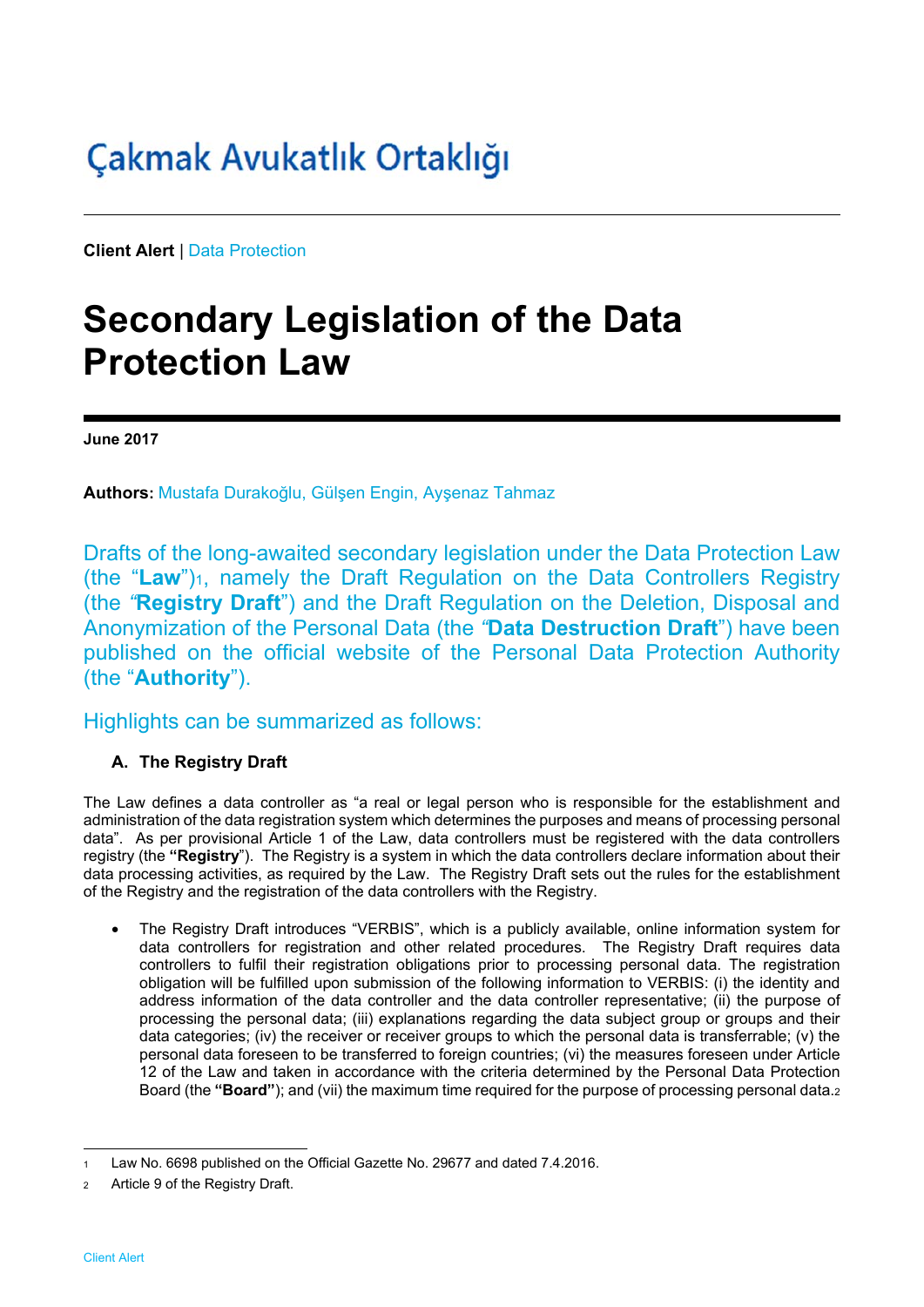Çakmak Avukatlık Ortaklığı

**Client Alert** | Data Protection

# Secondary Legislation of the Data Protection Law

**June 2017**

**Authors:** Mustafa Durakoğlu, Gülşen Engin, Ayşenaz Tahmaz

Drafts of the long-awaited secondary legislation under the Data Protection Law (the "**Law**")[1], namely the Draft Regulation on the Data Controllers Registry (the "**Registry Draft**") and the Draft Regulation on the Deletion, Disposal and Anonymization of the Personal Data (the "**Data Destruction Draft**") have been published on the official website of the Personal Data Protection Authority (the "**Authority**").

Highlights can be summarized as follows:

### A. The Registry Draft

The Law defines a data controller as "a real or legal person who is responsible for the establishment and administration of the data registration system which determines the purposes and means of processing personal data". As per provisional Article 1 of the Law, data controllers must be registered with the data controllers registry (the **"Registry"**). The Registry is a system in which the data controllers declare information about their data processing activities, as required by the Law. The Registry Draft sets out the rules for the establishment of the Registry and the registration of the data controllers with the Registry.

- The Registry Draft introduces "VERBIS", which is a publicly available, online information system for data controllers for registration and other related procedures. The Registry Draft requires data controllers to fulfil their registration obligations prior to processing personal data. The registration obligation will be fulfilled upon submission of the following information to VERBIS: (i) the identity and address information of the data controller and the data controller representative; (ii) the purpose of processing the personal data; (iii) explanations regarding the data subject group or groups and their data categories; (iv) the receiver or receiver groups to which the personal data is transferrable; (v) the personal data foreseen to be transferred to foreign countries; (vi) the measures foreseen under Article 12 of the Law and taken in accordance with the criteria determined by the Personal Data Protection Board (the **"Board"**); and (vii) the maximum time required for the purpose of processing personal data.[2]

---

[1] Law No. 6698 published on the Official Gazette No. 29677 and dated 7.4.2016.

[2] Article 9 of the Registry Draft.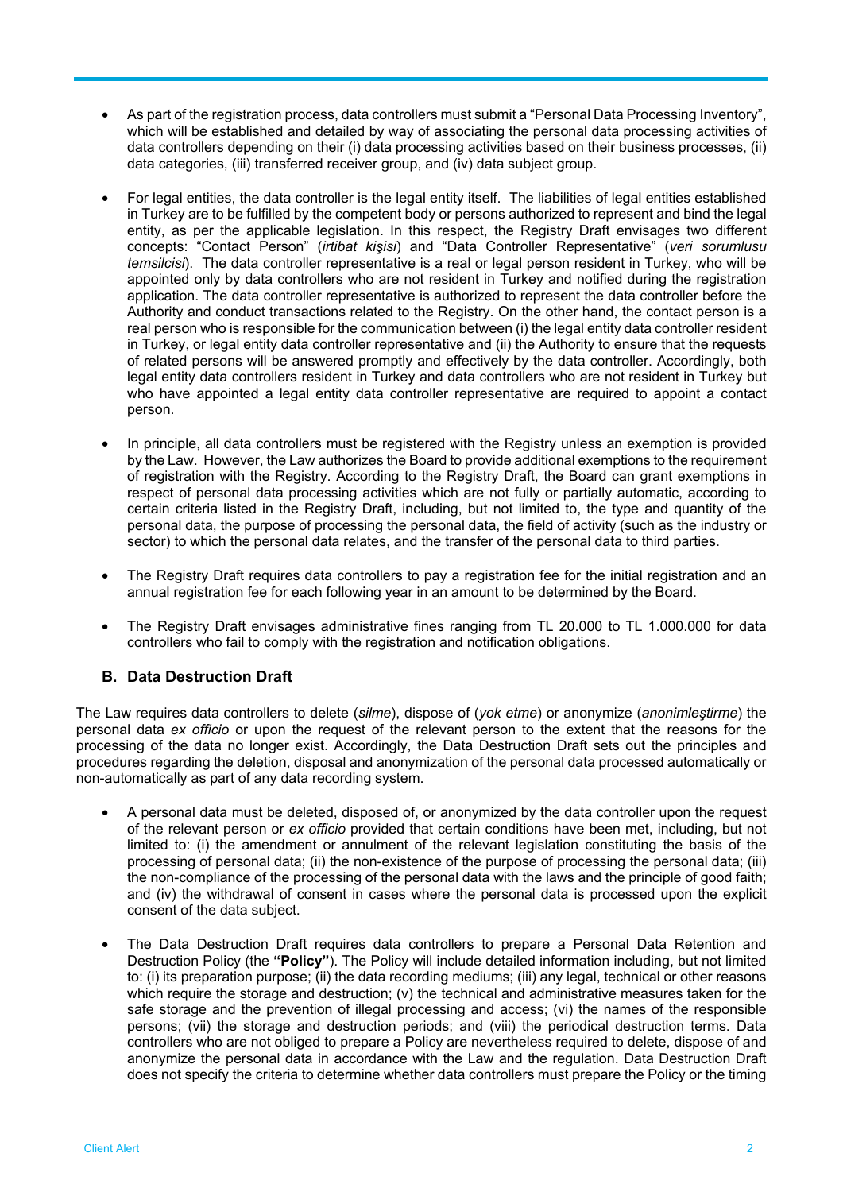- As part of the registration process, data controllers must submit a "Personal Data Processing Inventory", which will be established and detailed by way of associating the personal data processing activities of data controllers depending on their (i) data processing activities based on their business processes, (ii) data categories, (iii) transferred receiver group, and (iv) data subject group.

- For legal entities, the data controller is the legal entity itself. The liabilities of legal entities established in Turkey are to be fulfilled by the competent body or persons authorized to represent and bind the legal entity, as per the applicable legislation. In this respect, the Registry Draft envisages two different concepts: "Contact Person" (*irtibat kişisi*) and "Data Controller Representative" (*veri sorumlusu temsilcisi*). The data controller representative is a real or legal person resident in Turkey, who will be appointed only by data controllers who are not resident in Turkey and notified during the registration application. The data controller representative is authorized to represent the data controller before the Authority and conduct transactions related to the Registry. On the other hand, the contact person is a real person who is responsible for the communication between (i) the legal entity data controller resident in Turkey, or legal entity data controller representative and (ii) the Authority to ensure that the requests of related persons will be answered promptly and effectively by the data controller. Accordingly, both legal entity data controllers resident in Turkey and data controllers who are not resident in Turkey but who have appointed a legal entity data controller representative are required to appoint a contact person.

- In principle, all data controllers must be registered with the Registry unless an exemption is provided by the Law. However, the Law authorizes the Board to provide additional exemptions to the requirement of registration with the Registry. According to the Registry Draft, the Board can grant exemptions in respect of personal data processing activities which are not fully or partially automatic, according to certain criteria listed in the Registry Draft, including, but not limited to, the type and quantity of the personal data, the purpose of processing the personal data, the field of activity (such as the industry or sector) to which the personal data relates, and the transfer of the personal data to third parties.

- The Registry Draft requires data controllers to pay a registration fee for the initial registration and an annual registration fee for each following year in an amount to be determined by the Board.

- The Registry Draft envisages administrative fines ranging from TL 20.000 to TL 1.000.000 for data controllers who fail to comply with the registration and notification obligations.

### B. Data Destruction Draft

The Law requires data controllers to delete (*silme*), dispose of (*yok etme*) or anonymize (*anonimleştirme*) the personal data *ex officio* or upon the request of the relevant person to the extent that the reasons for the processing of the data no longer exist. Accordingly, the Data Destruction Draft sets out the principles and procedures regarding the deletion, disposal and anonymization of the personal data processed automatically or non-automatically as part of any data recording system.

- A personal data must be deleted, disposed of, or anonymized by the data controller upon the request of the relevant person or *ex officio* provided that certain conditions have been met, including, but not limited to: (i) the amendment or annulment of the relevant legislation constituting the basis of the processing of personal data; (ii) the non-existence of the purpose of processing the personal data; (iii) the non-compliance of the processing of the personal data with the laws and the principle of good faith; and (iv) the withdrawal of consent in cases where the personal data is processed upon the explicit consent of the data subject.

- The Data Destruction Draft requires data controllers to prepare a Personal Data Retention and Destruction Policy (the **"Policy"**). The Policy will include detailed information including, but not limited to: (i) its preparation purpose; (ii) the data recording mediums; (iii) any legal, technical or other reasons which require the storage and destruction; (v) the technical and administrative measures taken for the safe storage and the prevention of illegal processing and access; (vi) the names of the responsible persons; (vii) the storage and destruction periods; and (viii) the periodical destruction terms. Data controllers who are not obliged to prepare a Policy are nevertheless required to delete, dispose of and anonymize the personal data in accordance with the Law and the regulation. Data Destruction Draft does not specify the criteria to determine whether data controllers must prepare the Policy or the timing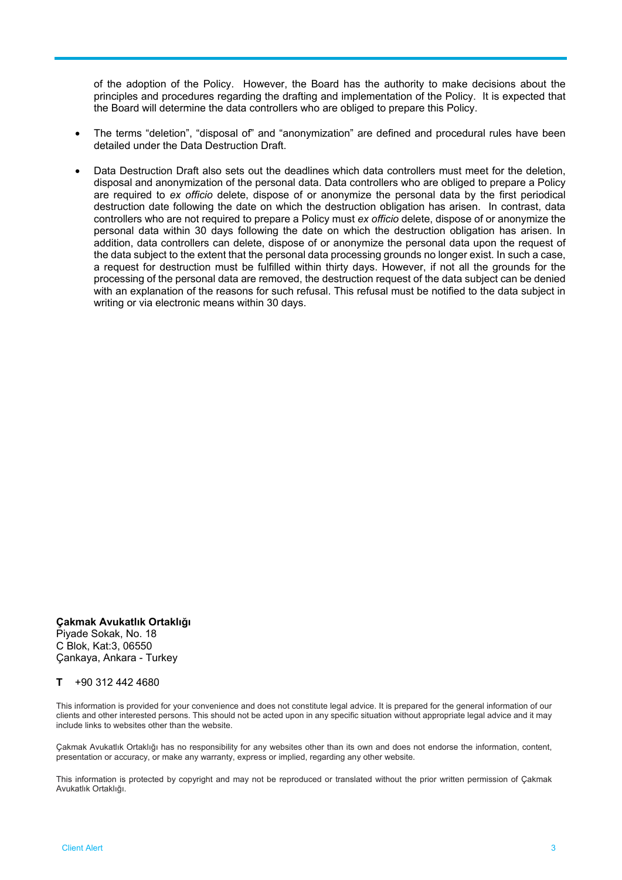of the adoption of the Policy. However, the Board has the authority to make decisions about the principles and procedures regarding the drafting and implementation of the Policy. It is expected that the Board will determine the data controllers who are obliged to prepare this Policy.

- The terms “deletion”, “disposal of” and “anonymization” are defined and procedural rules have been detailed under the Data Destruction Draft.
- Data Destruction Draft also sets out the deadlines which data controllers must meet for the deletion, disposal and anonymization of the personal data. Data controllers who are obliged to prepare a Policy are required to *ex officio* delete, dispose of or anonymize the personal data by the first periodical destruction date following the date on which the destruction obligation has arisen. In contrast, data controllers who are not required to prepare a Policy must *ex officio* delete, dispose of or anonymize the personal data within 30 days following the date on which the destruction obligation has arisen. In addition, data controllers can delete, dispose of or anonymize the personal data upon the request of the data subject to the extent that the personal data processing grounds no longer exist. In such a case, a request for destruction must be fulfilled within thirty days. However, if not all the grounds for the processing of the personal data are removed, the destruction request of the data subject can be denied with an explanation of the reasons for such refusal. This refusal must be notified to the data subject in writing or via electronic means within 30 days.

**Çakmak Avukatlık Ortaklığı**
Piyade Sokak, No. 18
C Blok, Kat:3, 06550
Çankaya, Ankara - Turkey

**T** +90 312 442 4680

This information is provided for your convenience and does not constitute legal advice. It is prepared for the general information of our clients and other interested persons. This should not be acted upon in any specific situation without appropriate legal advice and it may include links to websites other than the website.

Çakmak Avukatlık Ortaklığı has no responsibility for any websites other than its own and does not endorse the information, content, presentation or accuracy, or make any warranty, express or implied, regarding any other website.

This information is protected by copyright and may not be reproduced or translated without the prior written permission of Çakmak Avukatlık Ortaklığı.